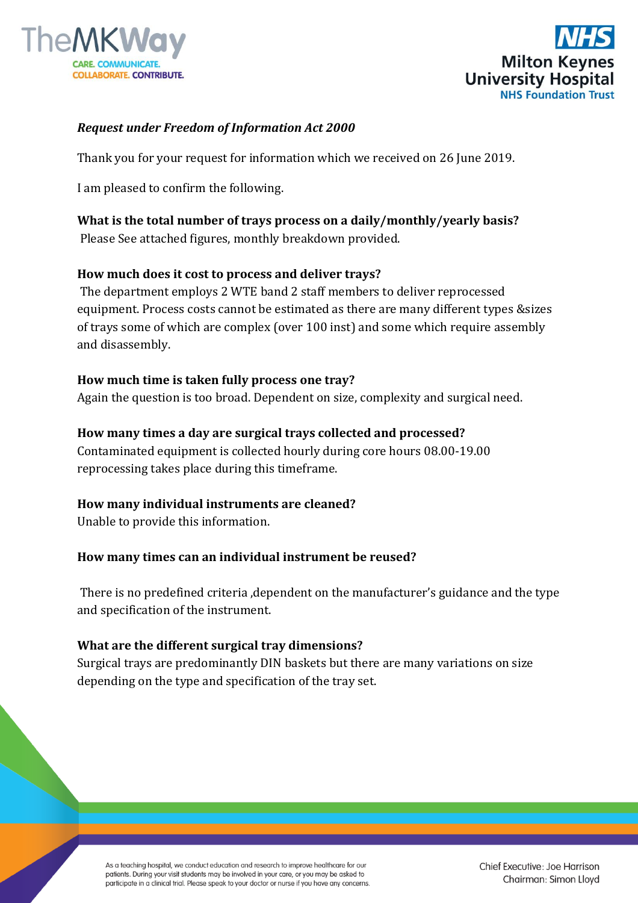*Request under Freedom of Information Act 2000*

Thank you for your request for information which we received on 26 June 2019.

I am pleased to confirm the following.

**What is the total number of trays process on a daily/monthly/yearly basis?**
Please See attached figures, monthly breakdown provided.

**How much does it cost to process and deliver trays?**
The department employs 2 WTE band 2 staff members to deliver reprocessed equipment. Process costs cannot be estimated as there are many different types &sizes of trays some of which are complex (over 100 inst) and some which require assembly and disassembly.

**How much time is taken fully process one tray?**
Again the question is too broad. Dependent on size, complexity and surgical need.

**How many times a day are surgical trays collected and processed?**
Contaminated equipment is collected hourly during core hours 08.00-19.00 reprocessing takes place during this timeframe.

**How many individual instruments are cleaned?**
Unable to provide this information.

**How many times can an individual instrument be reused?**

There is no predefined criteria ,dependent on the manufacturer's guidance and the type and specification of the instrument.

**What are the different surgical tray dimensions?**
Surgical trays are predominantly DIN baskets but there are many variations on size depending on the type and specification of the tray set.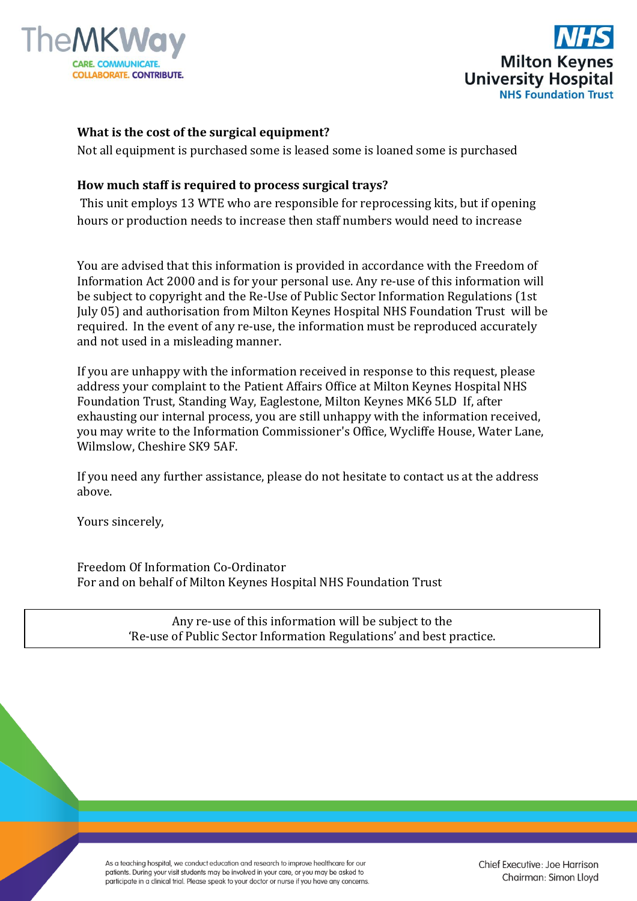**What is the cost of the surgical equipment?**

Not all equipment is purchased some is leased some is loaned some is purchased

**How much staff is required to process surgical trays?**

This unit employs 13 WTE who are responsible for reprocessing kits, but if opening hours or production needs to increase then staff numbers would need to increase

You are advised that this information is provided in accordance with the Freedom of Information Act 2000 and is for your personal use. Any re-use of this information will be subject to copyright and the Re-Use of Public Sector Information Regulations (1st July 05) and authorisation from Milton Keynes Hospital NHS Foundation Trust will be required. In the event of any re-use, the information must be reproduced accurately and not used in a misleading manner.

If you are unhappy with the information received in response to this request, please address your complaint to the Patient Affairs Office at Milton Keynes Hospital NHS Foundation Trust, Standing Way, Eaglestone, Milton Keynes MK6 5LD If, after exhausting our internal process, you are still unhappy with the information received, you may write to the Information Commissioner's Office, Wycliffe House, Water Lane, Wilmslow, Cheshire SK9 5AF.

If you need any further assistance, please do not hesitate to contact us at the address above.

Yours sincerely,

Freedom Of Information Co-Ordinator
For and on behalf of Milton Keynes Hospital NHS Foundation Trust

Any re-use of this information will be subject to the 'Re-use of Public Sector Information Regulations' and best practice.